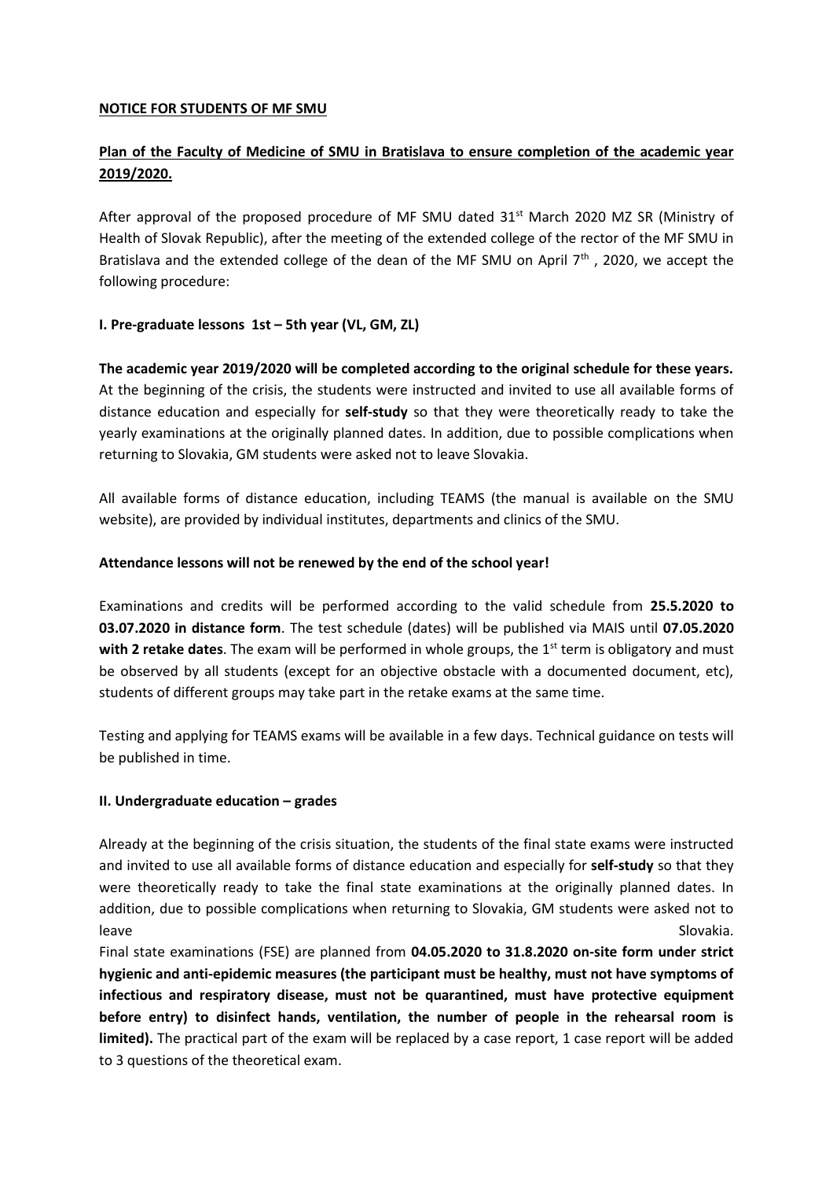**NOTICE FOR STUDENTS OF MF SMU**

**Plan of the Faculty of Medicine of SMU in Bratislava to ensure completion of the academic year 2019/2020.**

After approval of the proposed procedure of MF SMU dated 31st March 2020 MZ SR (Ministry of Health of Slovak Republic), after the meeting of the extended college of the rector of the MF SMU in Bratislava and the extended college of the dean of the MF SMU on April 7th , 2020, we accept the following procedure:

**I. Pre-graduate lessons 1st – 5th year (VL, GM, ZL)**

**The academic year 2019/2020 will be completed according to the original schedule for these years.** At the beginning of the crisis, the students were instructed and invited to use all available forms of distance education and especially for **self-study** so that they were theoretically ready to take the yearly examinations at the originally planned dates. In addition, due to possible complications when returning to Slovakia, GM students were asked not to leave Slovakia.

All available forms of distance education, including TEAMS (the manual is available on the SMU website), are provided by individual institutes, departments and clinics of the SMU.

**Attendance lessons will not be renewed by the end of the school year!**

Examinations and credits will be performed according to the valid schedule from **25.5.2020 to 03.07.2020 in distance form**. The test schedule (dates) will be published via MAIS until **07.05.2020 with 2 retake dates**. The exam will be performed in whole groups, the 1st term is obligatory and must be observed by all students (except for an objective obstacle with a documented document, etc), students of different groups may take part in the retake exams at the same time.

Testing and applying for TEAMS exams will be available in a few days. Technical guidance on tests will be published in time.

**II. Undergraduate education – grades**

Already at the beginning of the crisis situation, the students of the final state exams were instructed and invited to use all available forms of distance education and especially for **self-study** so that they were theoretically ready to take the final state examinations at the originally planned dates. In addition, due to possible complications when returning to Slovakia, GM students were asked not to leave Slovakia.

Final state examinations (FSE) are planned from **04.05.2020 to 31.8.2020 on-site form under strict hygienic and anti-epidemic measures (the participant must be healthy, must not have symptoms of infectious and respiratory disease, must not be quarantined, must have protective equipment before entry) to disinfect hands, ventilation, the number of people in the rehearsal room is limited).** The practical part of the exam will be replaced by a case report, 1 case report will be added to 3 questions of the theoretical exam.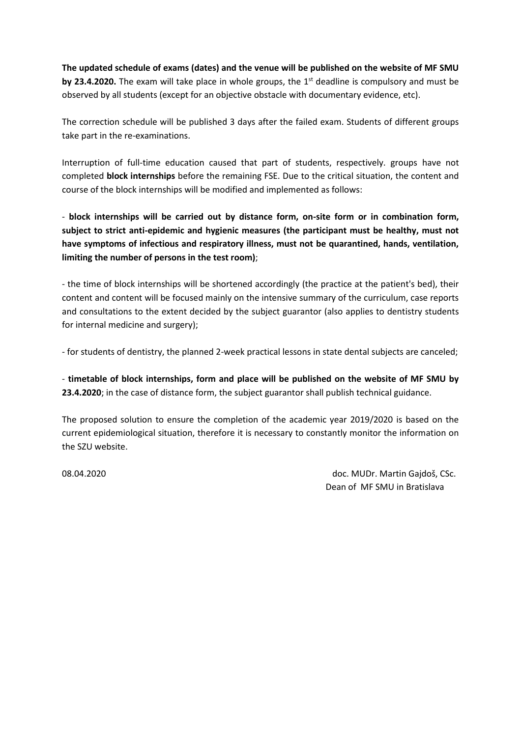**The updated schedule of exams (dates) and the venue will be published on the website of MF SMU by 23.4.2020.** The exam will take place in whole groups, the 1st deadline is compulsory and must be observed by all students (except for an objective obstacle with documentary evidence, etc).

The correction schedule will be published 3 days after the failed exam. Students of different groups take part in the re-examinations.

Interruption of full-time education caused that part of students, respectively. groups have not completed **block internships** before the remaining FSE. Due to the critical situation, the content and course of the block internships will be modified and implemented as follows:

- **block internships will be carried out by distance form, on-site form or in combination form, subject to strict anti-epidemic and hygienic measures (the participant must be healthy, must not have symptoms of infectious and respiratory illness, must not be quarantined, hands, ventilation, limiting the number of persons in the test room)**;

- the time of block internships will be shortened accordingly (the practice at the patient's bed), their content and content will be focused mainly on the intensive summary of the curriculum, case reports and consultations to the extent decided by the subject guarantor (also applies to dentistry students for internal medicine and surgery);

- for students of dentistry, the planned 2-week practical lessons in state dental subjects are canceled;

- **timetable of block internships, form and place will be published on the website of MF SMU by 23.4.2020**; in the case of distance form, the subject guarantor shall publish technical guidance.

The proposed solution to ensure the completion of the academic year 2019/2020 is based on the current epidemiological situation, therefore it is necessary to constantly monitor the information on the SZU website.

08.04.2020

doc. MUDr. Martin Gajdoš, CSc.
Dean of MF SMU in Bratislava